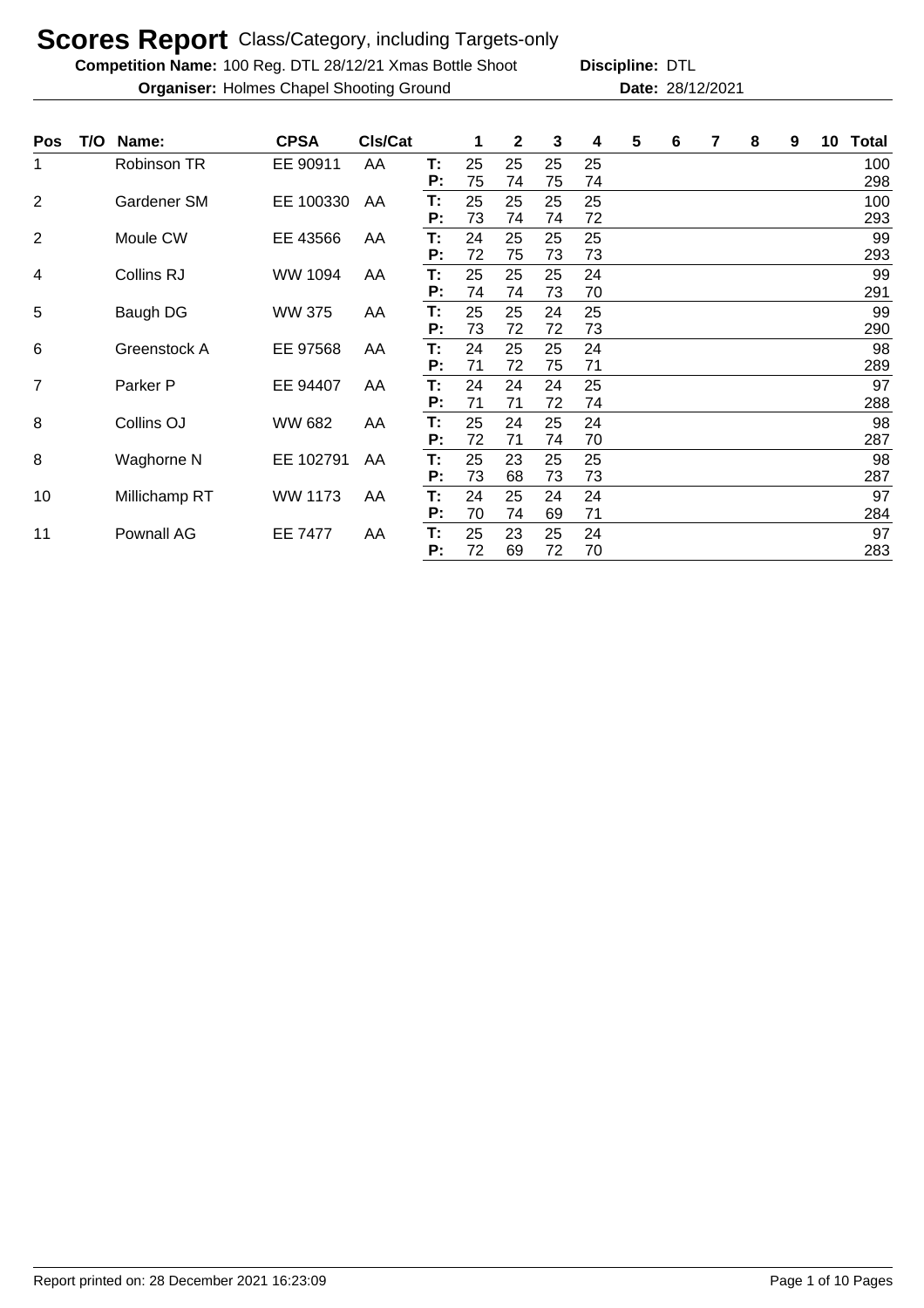# Scores Report Class/Category, including Targets-only

**Competition Name:** 100 Reg. DTL 28/12/21 Xmas Bottle Shoot **Discipline:** DTL

**Organiser:** Holmes Chapel Shooting Ground **Date:** 28/12/2021

| Pos | T/O | Name: | CPSA | Cls/Cat | | 1 | 2 | 3 | 4 | 5 | 6 | 7 | 8 | 9 | 10 | Total |
|---|---|---|---|---|---|---|---|---|---|---|---|---|---|---|---|---|
| 1 | | Robinson TR | EE 90911 | AA | T: | 25 | 25 | 25 | 25 | | | | | | | 100 |
| | | | | | P: | 75 | 74 | 75 | 74 | | | | | | | 298 |
| 2 | | Gardener SM | EE 100330 | AA | T: | 25 | 25 | 25 | 25 | | | | | | | 100 |
| | | | | | P: | 73 | 74 | 74 | 72 | | | | | | | 293 |
| 2 | | Moule CW | EE 43566 | AA | T: | 24 | 25 | 25 | 25 | | | | | | | 99 |
| | | | | | P: | 72 | 75 | 73 | 73 | | | | | | | 293 |
| 4 | | Collins RJ | WW 1094 | AA | T: | 25 | 25 | 25 | 24 | | | | | | | 99 |
| | | | | | P: | 74 | 74 | 73 | 70 | | | | | | | 291 |
| 5 | | Baugh DG | WW 375 | AA | T: | 25 | 25 | 24 | 25 | | | | | | | 99 |
| | | | | | P: | 73 | 72 | 72 | 73 | | | | | | | 290 |
| 6 | | Greenstock A | EE 97568 | AA | T: | 24 | 25 | 25 | 24 | | | | | | | 98 |
| | | | | | P: | 71 | 72 | 75 | 71 | | | | | | | 289 |
| 7 | | Parker P | EE 94407 | AA | T: | 24 | 24 | 24 | 25 | | | | | | | 97 |
| | | | | | P: | 71 | 71 | 72 | 74 | | | | | | | 288 |
| 8 | | Collins OJ | WW 682 | AA | T: | 25 | 24 | 25 | 24 | | | | | | | 98 |
| | | | | | P: | 72 | 71 | 74 | 70 | | | | | | | 287 |
| 8 | | Waghorne N | EE 102791 | AA | T: | 25 | 23 | 25 | 25 | | | | | | | 98 |
| | | | | | P: | 73 | 68 | 73 | 73 | | | | | | | 287 |
| 10 | | Millichamp RT | WW 1173 | AA | T: | 24 | 25 | 24 | 24 | | | | | | | 97 |
| | | | | | P: | 70 | 74 | 69 | 71 | | | | | | | 284 |
| 11 | | Pownall AG | EE 7477 | AA | T: | 25 | 23 | 25 | 24 | | | | | | | 97 |
| | | | | | P: | 72 | 69 | 72 | 70 | | | | | | | 283 |

Report printed on: 28 December 2021 16:23:09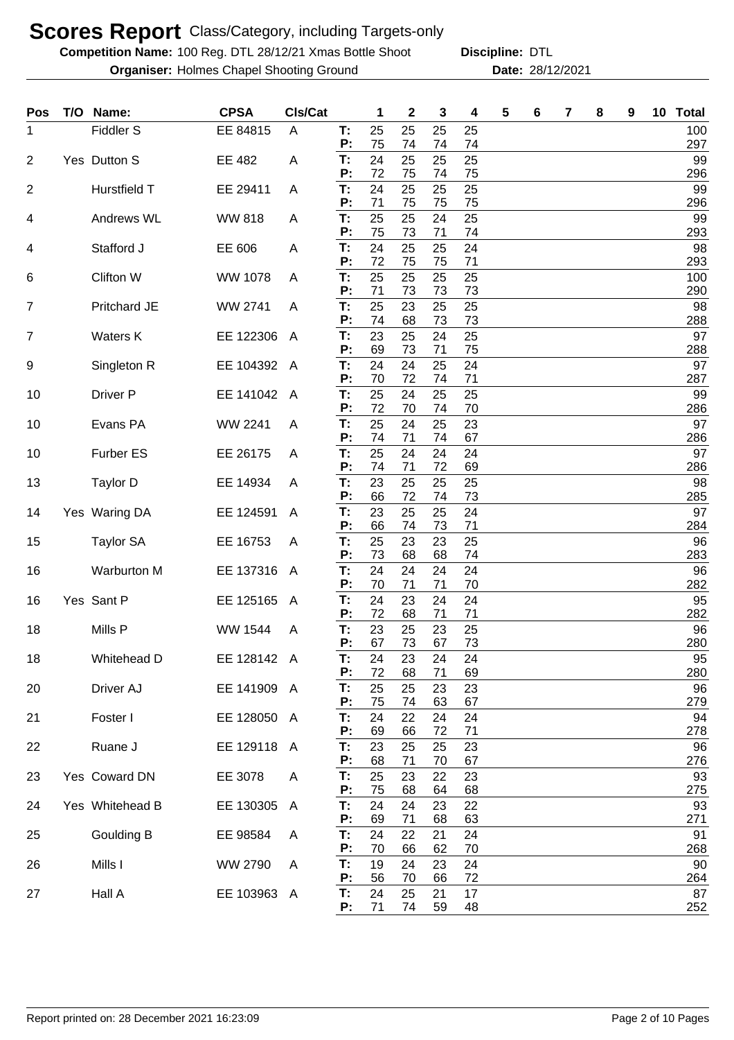# Scores Report Class/Category, including Targets-only

**Competition Name:** 100 Reg. DTL 28/12/21 Xmas Bottle Shoot **Discipline:** DTL

**Organiser:** Holmes Chapel Shooting Ground **Date:** 28/12/2021

| Pos | T/O | Name: | CPSA | Cls/Cat | | 1 | 2 | 3 | 4 | 5 | 6 | 7 | 8 | 9 | 10 | Total |
|---|---|---|---|---|---|---|---|---|---|---|---|---|---|---|---|---|
| 1 | | Fiddler S | EE 84815 | A | T: | 25 | 25 | 25 | 25 | | | | | | | 100 |
| | | | | | P: | 75 | 74 | 74 | 74 | | | | | | | 297 |
| 2 | Yes | Dutton S | EE 482 | A | T: | 24 | 25 | 25 | 25 | | | | | | | 99 |
| | | | | | P: | 72 | 75 | 74 | 75 | | | | | | | 296 |
| 2 | | Hurstfield T | EE 29411 | A | T: | 24 | 25 | 25 | 25 | | | | | | | 99 |
| | | | | | P: | 71 | 75 | 75 | 75 | | | | | | | 296 |
| 4 | | Andrews WL | WW 818 | A | T: | 25 | 25 | 24 | 25 | | | | | | | 99 |
| | | | | | P: | 75 | 73 | 71 | 74 | | | | | | | 293 |
| 4 | | Stafford J | EE 606 | A | T: | 24 | 25 | 25 | 24 | | | | | | | 98 |
| | | | | | P: | 72 | 75 | 75 | 71 | | | | | | | 293 |
| 6 | | Clifton W | WW 1078 | A | T: | 25 | 25 | 25 | 25 | | | | | | | 100 |
| | | | | | P: | 71 | 73 | 73 | 73 | | | | | | | 290 |
| 7 | | Pritchard JE | WW 2741 | A | T: | 25 | 23 | 25 | 25 | | | | | | | 98 |
| | | | | | P: | 74 | 68 | 73 | 73 | | | | | | | 288 |
| 7 | | Waters K | EE 122306 | A | T: | 23 | 25 | 24 | 25 | | | | | | | 97 |
| | | | | | P: | 69 | 73 | 71 | 75 | | | | | | | 288 |
| 9 | | Singleton R | EE 104392 | A | T: | 24 | 24 | 25 | 24 | | | | | | | 97 |
| | | | | | P: | 70 | 72 | 74 | 71 | | | | | | | 287 |
| 10 | | Driver P | EE 141042 | A | T: | 25 | 24 | 25 | 25 | | | | | | | 99 |
| | | | | | P: | 72 | 70 | 74 | 70 | | | | | | | 286 |
| 10 | | Evans PA | WW 2241 | A | T: | 25 | 24 | 25 | 23 | | | | | | | 97 |
| | | | | | P: | 74 | 71 | 74 | 67 | | | | | | | 286 |
| 10 | | Furber ES | EE 26175 | A | T: | 25 | 24 | 24 | 24 | | | | | | | 97 |
| | | | | | P: | 74 | 71 | 72 | 69 | | | | | | | 286 |
| 13 | | Taylor D | EE 14934 | A | T: | 23 | 25 | 25 | 25 | | | | | | | 98 |
| | | | | | P: | 66 | 72 | 74 | 73 | | | | | | | 285 |
| 14 | Yes | Waring DA | EE 124591 | A | T: | 23 | 25 | 25 | 24 | | | | | | | 97 |
| | | | | | P: | 66 | 74 | 73 | 71 | | | | | | | 284 |
| 15 | | Taylor SA | EE 16753 | A | T: | 25 | 23 | 23 | 25 | | | | | | | 96 |
| | | | | | P: | 73 | 68 | 68 | 74 | | | | | | | 283 |
| 16 | | Warburton M | EE 137316 | A | T: | 24 | 24 | 24 | 24 | | | | | | | 96 |
| | | | | | P: | 70 | 71 | 71 | 70 | | | | | | | 282 |
| 16 | Yes | Sant P | EE 125165 | A | T: | 24 | 23 | 24 | 24 | | | | | | | 95 |
| | | | | | P: | 72 | 68 | 71 | 71 | | | | | | | 282 |
| 18 | | Mills P | WW 1544 | A | T: | 23 | 25 | 23 | 25 | | | | | | | 96 |
| | | | | | P: | 67 | 73 | 67 | 73 | | | | | | | 280 |
| 18 | | Whitehead D | EE 128142 | A | T: | 24 | 23 | 24 | 24 | | | | | | | 95 |
| | | | | | P: | 72 | 68 | 71 | 69 | | | | | | | 280 |
| 20 | | Driver AJ | EE 141909 | A | T: | 25 | 25 | 23 | 23 | | | | | | | 96 |
| | | | | | P: | 75 | 74 | 63 | 67 | | | | | | | 279 |
| 21 | | Foster I | EE 128050 | A | T: | 24 | 22 | 24 | 24 | | | | | | | 94 |
| | | | | | P: | 69 | 66 | 72 | 71 | | | | | | | 278 |
| 22 | | Ruane J | EE 129118 | A | T: | 23 | 25 | 25 | 23 | | | | | | | 96 |
| | | | | | P: | 68 | 71 | 70 | 67 | | | | | | | 276 |
| 23 | Yes | Coward DN | EE 3078 | A | T: | 25 | 23 | 22 | 23 | | | | | | | 93 |
| | | | | | P: | 75 | 68 | 64 | 68 | | | | | | | 275 |
| 24 | Yes | Whitehead B | EE 130305 | A | T: | 24 | 24 | 23 | 22 | | | | | | | 93 |
| | | | | | P: | 69 | 71 | 68 | 63 | | | | | | | 271 |
| 25 | | Goulding B | EE 98584 | A | T: | 24 | 22 | 21 | 24 | | | | | | | 91 |
| | | | | | P: | 70 | 66 | 62 | 70 | | | | | | | 268 |
| 26 | | Mills I | WW 2790 | A | T: | 19 | 24 | 23 | 24 | | | | | | | 90 |
| | | | | | P: | 56 | 70 | 66 | 72 | | | | | | | 264 |
| 27 | | Hall A | EE 103963 | A | T: | 24 | 25 | 21 | 17 | | | | | | | 87 |
| | | | | | P: | 71 | 74 | 59 | 48 | | | | | | | 252 |

Report printed on: 28 December 2021 16:23:09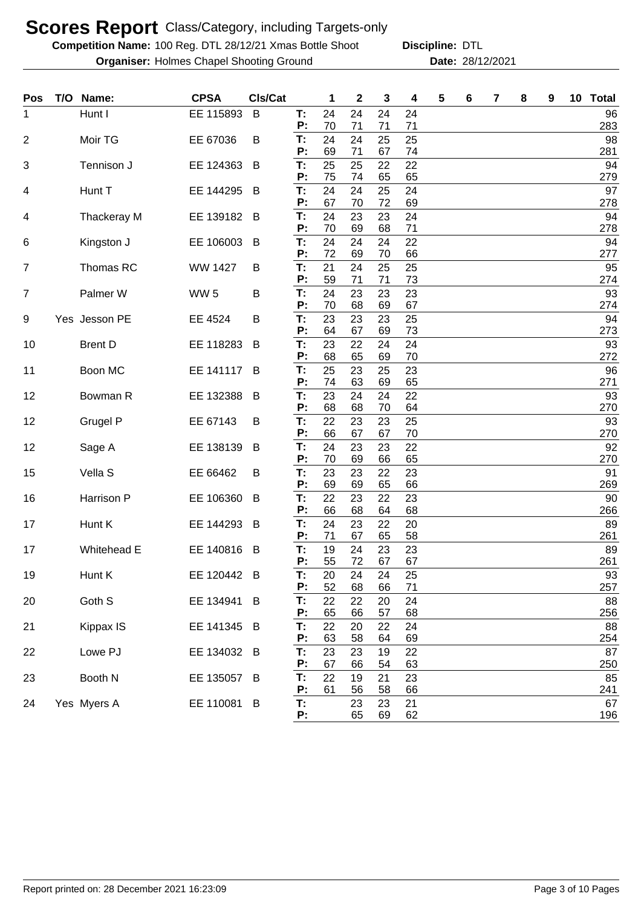# Scores Report Class/Category, including Targets-only

**Competition Name:** 100 Reg. DTL 28/12/21 Xmas Bottle Shoot **Discipline:** DTL

**Organiser:** Holmes Chapel Shooting Ground **Date:** 28/12/2021

| Pos | T/O | Name: | CPSA | Cls/Cat | | 1 | 2 | 3 | 4 | 5 | 6 | 7 | 8 | 9 | 10 | Total |
|---|---|---|---|---|---|---|---|---|---|---|---|---|---|---|---|---|
| 1 | | Hunt I | EE 115893 | B | T: | 24 | 24 | 24 | 24 | | | | | | | 96 |
| | | | | | P: | 70 | 71 | 71 | 71 | | | | | | | 283 |
| 2 | | Moir TG | EE 67036 | B | T: | 24 | 24 | 25 | 25 | | | | | | | 98 |
| | | | | | P: | 69 | 71 | 67 | 74 | | | | | | | 281 |
| 3 | | Tennison J | EE 124363 | B | T: | 25 | 25 | 22 | 22 | | | | | | | 94 |
| | | | | | P: | 75 | 74 | 65 | 65 | | | | | | | 279 |
| 4 | | Hunt T | EE 144295 | B | T: | 24 | 24 | 25 | 24 | | | | | | | 97 |
| | | | | | P: | 67 | 70 | 72 | 69 | | | | | | | 278 |
| 4 | | Thackeray M | EE 139182 | B | T: | 24 | 23 | 23 | 24 | | | | | | | 94 |
| | | | | | P: | 70 | 69 | 68 | 71 | | | | | | | 278 |
| 6 | | Kingston J | EE 106003 | B | T: | 24 | 24 | 24 | 22 | | | | | | | 94 |
| | | | | | P: | 72 | 69 | 70 | 66 | | | | | | | 277 |
| 7 | | Thomas RC | WW 1427 | B | T: | 21 | 24 | 25 | 25 | | | | | | | 95 |
| | | | | | P: | 59 | 71 | 71 | 73 | | | | | | | 274 |
| 7 | | Palmer W | WW 5 | B | T: | 24 | 23 | 23 | 23 | | | | | | | 93 |
| | | | | | P: | 70 | 68 | 69 | 67 | | | | | | | 274 |
| 9 | Yes | Jesson PE | EE 4524 | B | T: | 23 | 23 | 23 | 25 | | | | | | | 94 |
| | | | | | P: | 64 | 67 | 69 | 73 | | | | | | | 273 |
| 10 | | Brent D | EE 118283 | B | T: | 23 | 22 | 24 | 24 | | | | | | | 93 |
| | | | | | P: | 68 | 65 | 69 | 70 | | | | | | | 272 |
| 11 | | Boon MC | EE 141117 | B | T: | 25 | 23 | 25 | 23 | | | | | | | 96 |
| | | | | | P: | 74 | 63 | 69 | 65 | | | | | | | 271 |
| 12 | | Bowman R | EE 132388 | B | T: | 23 | 24 | 24 | 22 | | | | | | | 93 |
| | | | | | P: | 68 | 68 | 70 | 64 | | | | | | | 270 |
| 12 | | Grugel P | EE 67143 | B | T: | 22 | 23 | 23 | 25 | | | | | | | 93 |
| | | | | | P: | 66 | 67 | 67 | 70 | | | | | | | 270 |
| 12 | | Sage A | EE 138139 | B | T: | 24 | 23 | 23 | 22 | | | | | | | 92 |
| | | | | | P: | 70 | 69 | 66 | 65 | | | | | | | 270 |
| 15 | | Vella S | EE 66462 | B | T: | 23 | 23 | 22 | 23 | | | | | | | 91 |
| | | | | | P: | 69 | 69 | 65 | 66 | | | | | | | 269 |
| 16 | | Harrison P | EE 106360 | B | T: | 22 | 23 | 22 | 23 | | | | | | | 90 |
| | | | | | P: | 66 | 68 | 64 | 68 | | | | | | | 266 |
| 17 | | Hunt K | EE 144293 | B | T: | 24 | 23 | 22 | 20 | | | | | | | 89 |
| | | | | | P: | 71 | 67 | 65 | 58 | | | | | | | 261 |
| 17 | | Whitehead E | EE 140816 | B | T: | 19 | 24 | 23 | 23 | | | | | | | 89 |
| | | | | | P: | 55 | 72 | 67 | 67 | | | | | | | 261 |
| 19 | | Hunt K | EE 120442 | B | T: | 20 | 24 | 24 | 25 | | | | | | | 93 |
| | | | | | P: | 52 | 68 | 66 | 71 | | | | | | | 257 |
| 20 | | Goth S | EE 134941 | B | T: | 22 | 22 | 20 | 24 | | | | | | | 88 |
| | | | | | P: | 65 | 66 | 57 | 68 | | | | | | | 256 |
| 21 | | Kippax IS | EE 141345 | B | T: | 22 | 20 | 22 | 24 | | | | | | | 88 |
| | | | | | P: | 63 | 58 | 64 | 69 | | | | | | | 254 |
| 22 | | Lowe PJ | EE 134032 | B | T: | 23 | 23 | 19 | 22 | | | | | | | 87 |
| | | | | | P: | 67 | 66 | 54 | 63 | | | | | | | 250 |
| 23 | | Booth N | EE 135057 | B | T: | 22 | 19 | 21 | 23 | | | | | | | 85 |
| | | | | | P: | 61 | 56 | 58 | 66 | | | | | | | 241 |
| 24 | Yes | Myers A | EE 110081 | B | T: | | 23 | 23 | 21 | | | | | | | 67 |
| | | | | | P: | | 65 | 69 | 62 | | | | | | | 196 |

Report printed on: 28 December 2021 16:23:09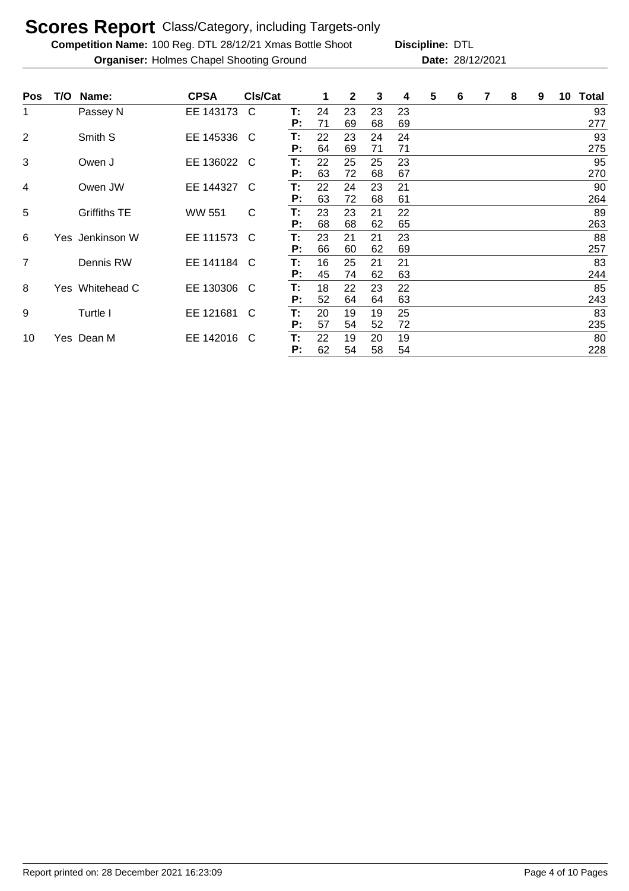# Scores Report Class/Category, including Targets-only

**Competition Name:** 100 Reg. DTL 28/12/21 Xmas Bottle Shoot **Discipline:** DTL

**Organiser:** Holmes Chapel Shooting Ground **Date:** 28/12/2021

| Pos | T/O | Name: | CPSA | Cls/Cat | | 1 | 2 | 3 | 4 | 5 | 6 | 7 | 8 | 9 | 10 | Total |
|---|---|---|---|---|---|---|---|---|---|---|---|---|---|---|---|---|
| 1 | | Passey N | EE 143173 | C | T: | 24 | 23 | 23 | 23 | | | | | | | 93 |
| | | | | | P: | 71 | 69 | 68 | 69 | | | | | | | 277 |
| 2 | | Smith S | EE 145336 | C | T: | 22 | 23 | 24 | 24 | | | | | | | 93 |
| | | | | | P: | 64 | 69 | 71 | 71 | | | | | | | 275 |
| 3 | | Owen J | EE 136022 | C | T: | 22 | 25 | 25 | 23 | | | | | | | 95 |
| | | | | | P: | 63 | 72 | 68 | 67 | | | | | | | 270 |
| 4 | | Owen JW | EE 144327 | C | T: | 22 | 24 | 23 | 21 | | | | | | | 90 |
| | | | | | P: | 63 | 72 | 68 | 61 | | | | | | | 264 |
| 5 | | Griffiths TE | WW 551 | C | T: | 23 | 23 | 21 | 22 | | | | | | | 89 |
| | | | | | P: | 68 | 68 | 62 | 65 | | | | | | | 263 |
| 6 | Yes | Jenkinson W | EE 111573 | C | T: | 23 | 21 | 21 | 23 | | | | | | | 88 |
| | | | | | P: | 66 | 60 | 62 | 69 | | | | | | | 257 |
| 7 | | Dennis RW | EE 141184 | C | T: | 16 | 25 | 21 | 21 | | | | | | | 83 |
| | | | | | P: | 45 | 74 | 62 | 63 | | | | | | | 244 |
| 8 | Yes | Whitehead C | EE 130306 | C | T: | 18 | 22 | 23 | 22 | | | | | | | 85 |
| | | | | | P: | 52 | 64 | 64 | 63 | | | | | | | 243 |
| 9 | | Turtle I | EE 121681 | C | T: | 20 | 19 | 19 | 25 | | | | | | | 83 |
| | | | | | P: | 57 | 54 | 52 | 72 | | | | | | | 235 |
| 10 | Yes | Dean M | EE 142016 | C | T: | 22 | 19 | 20 | 19 | | | | | | | 80 |
| | | | | | P: | 62 | 54 | 58 | 54 | | | | | | | 228 |

Report printed on: 28 December 2021 16:23:09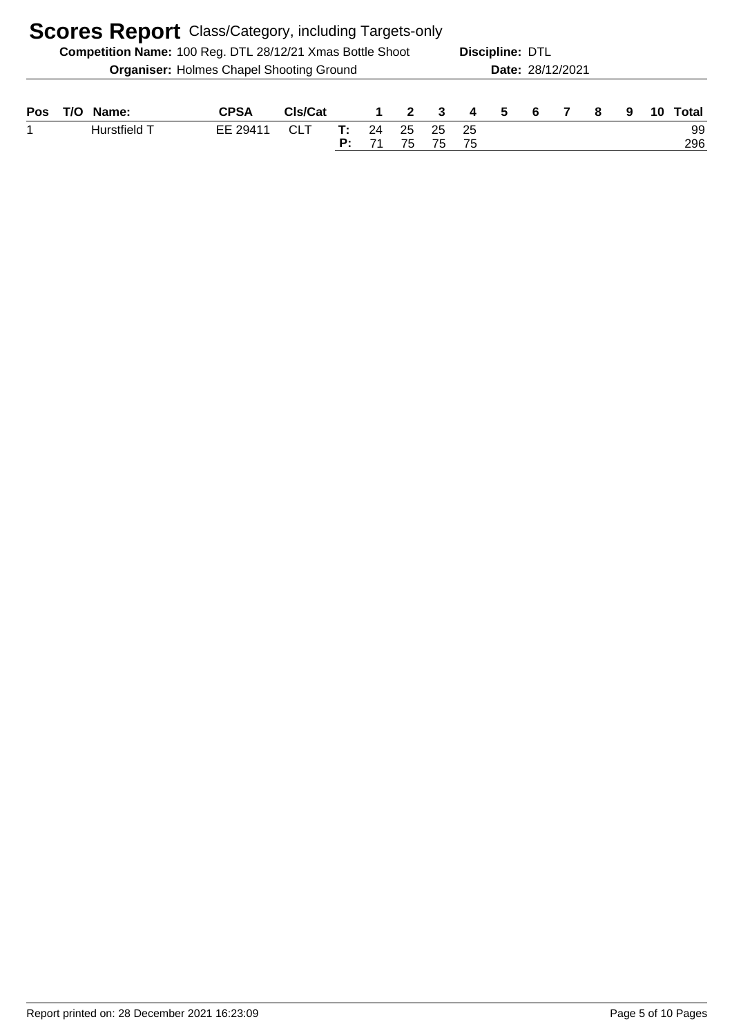# Scores Report Class/Category, including Targets-only

**Competition Name:** 100 Reg. DTL 28/12/21 Xmas Bottle Shoot **Discipline:** DTL

**Organiser:** Holmes Chapel Shooting Ground **Date:** 28/12/2021

| Pos | T/O | Name: | CPSA | Cls/Cat | | 1 | 2 | 3 | 4 | 5 | 6 | 7 | 8 | 9 | 10 | Total |
|---|---|---|---|---|---|---|---|---|---|---|---|---|---|---|---|---|
| 1 | | Hurstfield T | EE 29411 | CLT | T: | 24 | 25 | 25 | 25 | | | | | | | 99 |
| | | | | | P: | 71 | 75 | 75 | 75 | | | | | | | 296 |

Report printed on: 28 December 2021 16:23:09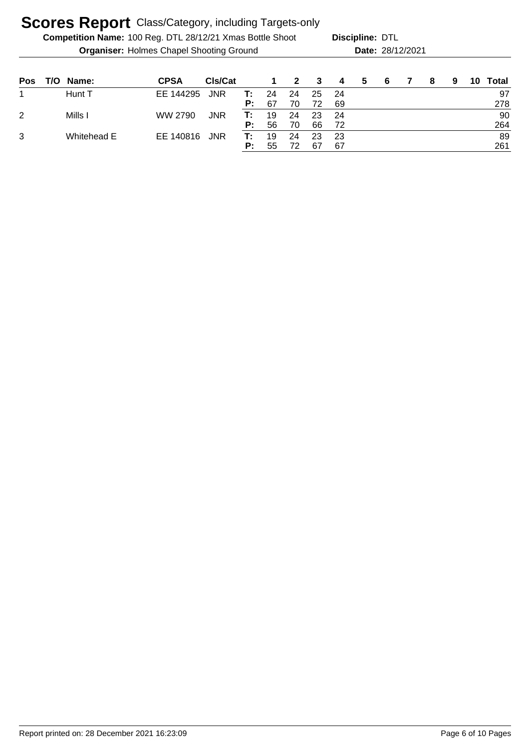# Scores Report Class/Category, including Targets-only

**Competition Name:** 100 Reg. DTL 28/12/21 Xmas Bottle Shoot **Discipline:** DTL

**Organiser:** Holmes Chapel Shooting Ground **Date:** 28/12/2021

| Pos | T/O | Name: | CPSA | Cls/Cat | | 1 | 2 | 3 | 4 | 5 | 6 | 7 | 8 | 9 | 10 | Total |
|---|---|---|---|---|---|---|---|---|---|---|---|---|---|---|---|---|
| 1 | | Hunt T | EE 144295 | JNR | T: | 24 | 24 | 25 | 24 | | | | | | | 97 |
| | | | | | P: | 67 | 70 | 72 | 69 | | | | | | | 278 |
| 2 | | Mills I | WW 2790 | JNR | T: | 19 | 24 | 23 | 24 | | | | | | | 90 |
| | | | | | P: | 56 | 70 | 66 | 72 | | | | | | | 264 |
| 3 | | Whitehead E | EE 140816 | JNR | T: | 19 | 24 | 23 | 23 | | | | | | | 89 |
| | | | | | P: | 55 | 72 | 67 | 67 | | | | | | | 261 |

Report printed on: 28 December 2021 16:23:09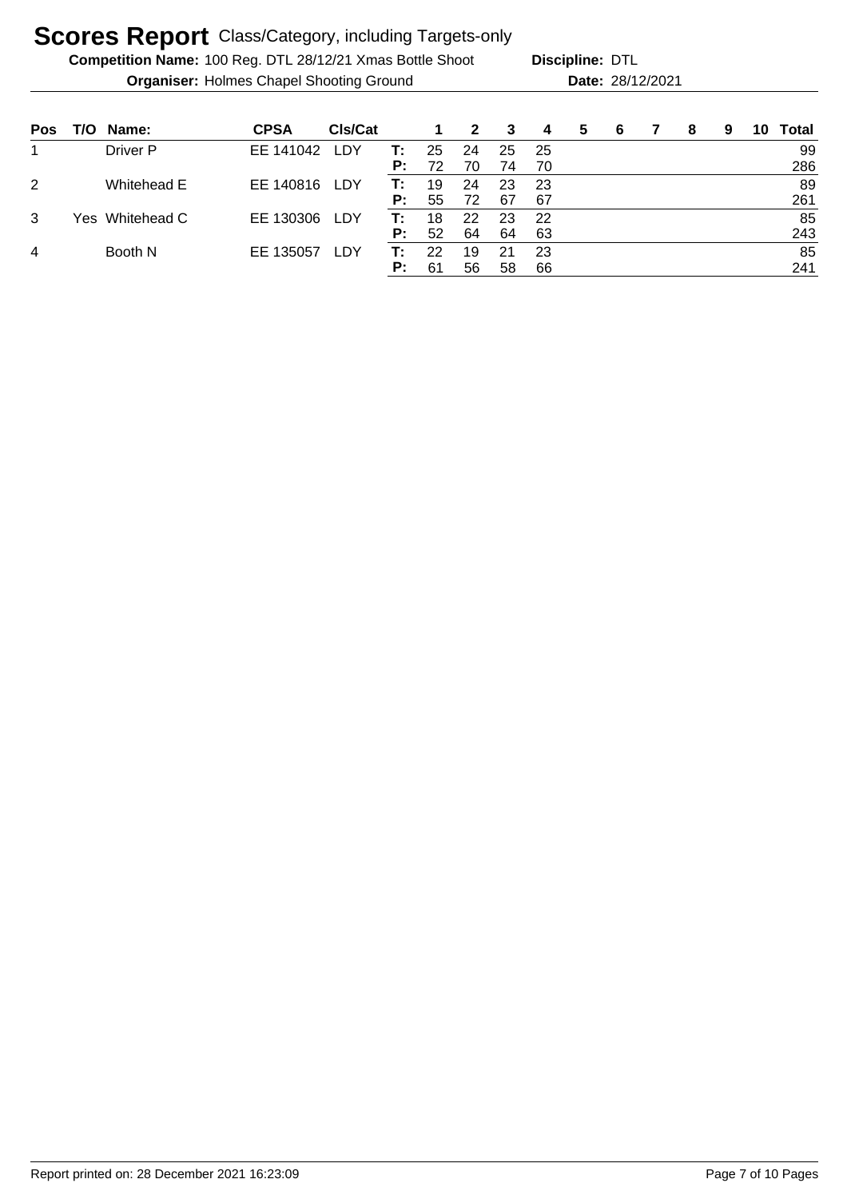# Scores Report Class/Category, including Targets-only

**Competition Name:** 100 Reg. DTL 28/12/21 Xmas Bottle Shoot **Discipline:** DTL

**Organiser:** Holmes Chapel Shooting Ground **Date:** 28/12/2021

| Pos | T/O | Name: | CPSA | Cls/Cat | | 1 | 2 | 3 | 4 | 5 | 6 | 7 | 8 | 9 | 10 | Total |
|---|---|---|---|---|---|---|---|---|---|---|---|---|---|---|---|---|
| 1 | | Driver P | EE 141042 | LDY | T: | 25 | 24 | 25 | 25 | | | | | | | 99 |
| | | | | | P: | 72 | 70 | 74 | 70 | | | | | | | 286 |
| 2 | | Whitehead E | EE 140816 | LDY | T: | 19 | 24 | 23 | 23 | | | | | | | 89 |
| | | | | | P: | 55 | 72 | 67 | 67 | | | | | | | 261 |
| 3 | Yes | Whitehead C | EE 130306 | LDY | T: | 18 | 22 | 23 | 22 | | | | | | | 85 |
| | | | | | P: | 52 | 64 | 64 | 63 | | | | | | | 243 |
| 4 | | Booth N | EE 135057 | LDY | T: | 22 | 19 | 21 | 23 | | | | | | | 85 |
| | | | | | P: | 61 | 56 | 58 | 66 | | | | | | | 241 |

Report printed on: 28 December 2021 16:23:09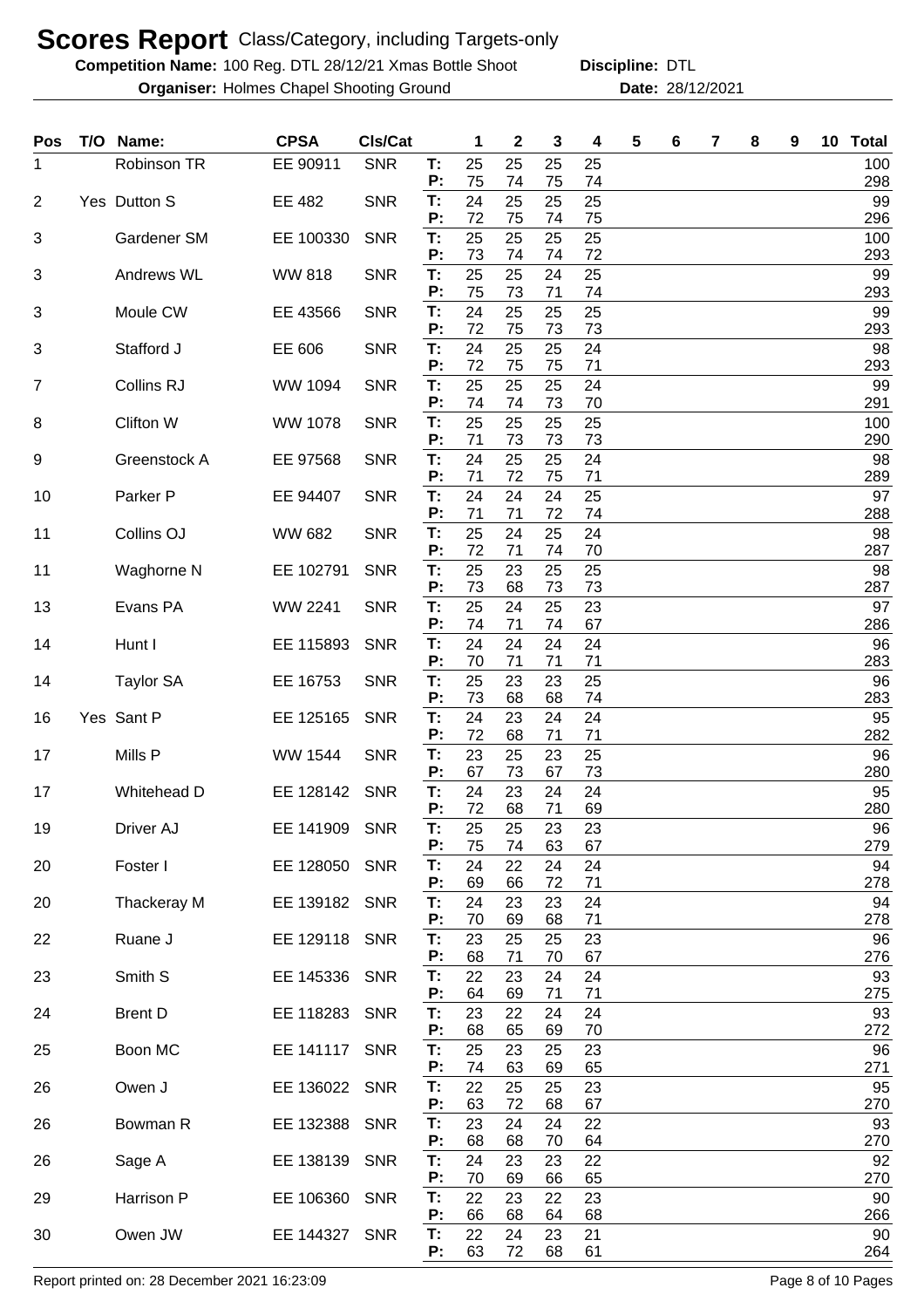# Scores Report Class/Category, including Targets-only

**Competition Name:** 100 Reg. DTL 28/12/21 Xmas Bottle Shoot **Discipline:** DTL

**Organiser:** Holmes Chapel Shooting Ground **Date:** 28/12/2021

| Pos | T/O | Name: | CPSA | Cls/Cat | | 1 | 2 | 3 | 4 | 5 | 6 | 7 | 8 | 9 | 10 | Total |
|---|---|---|---|---|---|---|---|---|---|---|---|---|---|---|---|---|
| 1 | | Robinson TR | EE 90911 | SNR | T: | 25 | 25 | 25 | 25 | | | | | | | 100 |
| | | | | | P: | 75 | 74 | 75 | 74 | | | | | | | 298 |
| 2 | Yes | Dutton S | EE 482 | SNR | T: | 24 | 25 | 25 | 25 | | | | | | | 99 |
| | | | | | P: | 72 | 75 | 74 | 75 | | | | | | | 296 |
| 3 | | Gardener SM | EE 100330 | SNR | T: | 25 | 25 | 25 | 25 | | | | | | | 100 |
| | | | | | P: | 73 | 74 | 74 | 72 | | | | | | | 293 |
| 3 | | Andrews WL | WW 818 | SNR | T: | 25 | 25 | 24 | 25 | | | | | | | 99 |
| | | | | | P: | 75 | 73 | 71 | 74 | | | | | | | 293 |
| 3 | | Moule CW | EE 43566 | SNR | T: | 24 | 25 | 25 | 25 | | | | | | | 99 |
| | | | | | P: | 72 | 75 | 73 | 73 | | | | | | | 293 |
| 3 | | Stafford J | EE 606 | SNR | T: | 24 | 25 | 25 | 24 | | | | | | | 98 |
| | | | | | P: | 72 | 75 | 75 | 71 | | | | | | | 293 |
| 7 | | Collins RJ | WW 1094 | SNR | T: | 25 | 25 | 25 | 24 | | | | | | | 99 |
| | | | | | P: | 74 | 74 | 73 | 70 | | | | | | | 291 |
| 8 | | Clifton W | WW 1078 | SNR | T: | 25 | 25 | 25 | 25 | | | | | | | 100 |
| | | | | | P: | 71 | 73 | 73 | 73 | | | | | | | 290 |
| 9 | | Greenstock A | EE 97568 | SNR | T: | 24 | 25 | 25 | 24 | | | | | | | 98 |
| | | | | | P: | 71 | 72 | 75 | 71 | | | | | | | 289 |
| 10 | | Parker P | EE 94407 | SNR | T: | 24 | 24 | 24 | 25 | | | | | | | 97 |
| | | | | | P: | 71 | 71 | 72 | 74 | | | | | | | 288 |
| 11 | | Collins OJ | WW 682 | SNR | T: | 25 | 24 | 25 | 24 | | | | | | | 98 |
| | | | | | P: | 72 | 71 | 74 | 70 | | | | | | | 287 |
| 11 | | Waghorne N | EE 102791 | SNR | T: | 25 | 23 | 25 | 25 | | | | | | | 98 |
| | | | | | P: | 73 | 68 | 73 | 73 | | | | | | | 287 |
| 13 | | Evans PA | WW 2241 | SNR | T: | 25 | 24 | 25 | 23 | | | | | | | 97 |
| | | | | | P: | 74 | 71 | 74 | 67 | | | | | | | 286 |
| 14 | | Hunt I | EE 115893 | SNR | T: | 24 | 24 | 24 | 24 | | | | | | | 96 |
| | | | | | P: | 70 | 71 | 71 | 71 | | | | | | | 283 |
| 14 | | Taylor SA | EE 16753 | SNR | T: | 25 | 23 | 23 | 25 | | | | | | | 96 |
| | | | | | P: | 73 | 68 | 68 | 74 | | | | | | | 283 |
| 16 | Yes | Sant P | EE 125165 | SNR | T: | 24 | 23 | 24 | 24 | | | | | | | 95 |
| | | | | | P: | 72 | 68 | 71 | 71 | | | | | | | 282 |
| 17 | | Mills P | WW 1544 | SNR | T: | 23 | 25 | 23 | 25 | | | | | | | 96 |
| | | | | | P: | 67 | 73 | 67 | 73 | | | | | | | 280 |
| 17 | | Whitehead D | EE 128142 | SNR | T: | 24 | 23 | 24 | 24 | | | | | | | 95 |
| | | | | | P: | 72 | 68 | 71 | 69 | | | | | | | 280 |
| 19 | | Driver AJ | EE 141909 | SNR | T: | 25 | 25 | 23 | 23 | | | | | | | 96 |
| | | | | | P: | 75 | 74 | 63 | 67 | | | | | | | 279 |
| 20 | | Foster I | EE 128050 | SNR | T: | 24 | 22 | 24 | 24 | | | | | | | 94 |
| | | | | | P: | 69 | 66 | 72 | 71 | | | | | | | 278 |
| 20 | | Thackeray M | EE 139182 | SNR | T: | 24 | 23 | 23 | 24 | | | | | | | 94 |
| | | | | | P: | 70 | 69 | 68 | 71 | | | | | | | 278 |
| 22 | | Ruane J | EE 129118 | SNR | T: | 23 | 25 | 25 | 23 | | | | | | | 96 |
| | | | | | P: | 68 | 71 | 70 | 67 | | | | | | | 276 |
| 23 | | Smith S | EE 145336 | SNR | T: | 22 | 23 | 24 | 24 | | | | | | | 93 |
| | | | | | P: | 64 | 69 | 71 | 71 | | | | | | | 275 |
| 24 | | Brent D | EE 118283 | SNR | T: | 23 | 22 | 24 | 24 | | | | | | | 93 |
| | | | | | P: | 68 | 65 | 69 | 70 | | | | | | | 272 |
| 25 | | Boon MC | EE 141117 | SNR | T: | 25 | 23 | 25 | 23 | | | | | | | 96 |
| | | | | | P: | 74 | 63 | 69 | 65 | | | | | | | 271 |
| 26 | | Owen J | EE 136022 | SNR | T: | 22 | 25 | 25 | 23 | | | | | | | 95 |
| | | | | | P: | 63 | 72 | 68 | 67 | | | | | | | 270 |
| 26 | | Bowman R | EE 132388 | SNR | T: | 23 | 24 | 24 | 22 | | | | | | | 93 |
| | | | | | P: | 68 | 68 | 70 | 64 | | | | | | | 270 |
| 26 | | Sage A | EE 138139 | SNR | T: | 24 | 23 | 23 | 22 | | | | | | | 92 |
| | | | | | P: | 70 | 69 | 66 | 65 | | | | | | | 270 |
| 29 | | Harrison P | EE 106360 | SNR | T: | 22 | 23 | 22 | 23 | | | | | | | 90 |
| | | | | | P: | 66 | 68 | 64 | 68 | | | | | | | 266 |
| 30 | | Owen JW | EE 144327 | SNR | T: | 22 | 24 | 23 | 21 | | | | | | | 90 |
| | | | | | P: | 63 | 72 | 68 | 61 | | | | | | | 264 |

Report printed on: 28 December 2021 16:23:09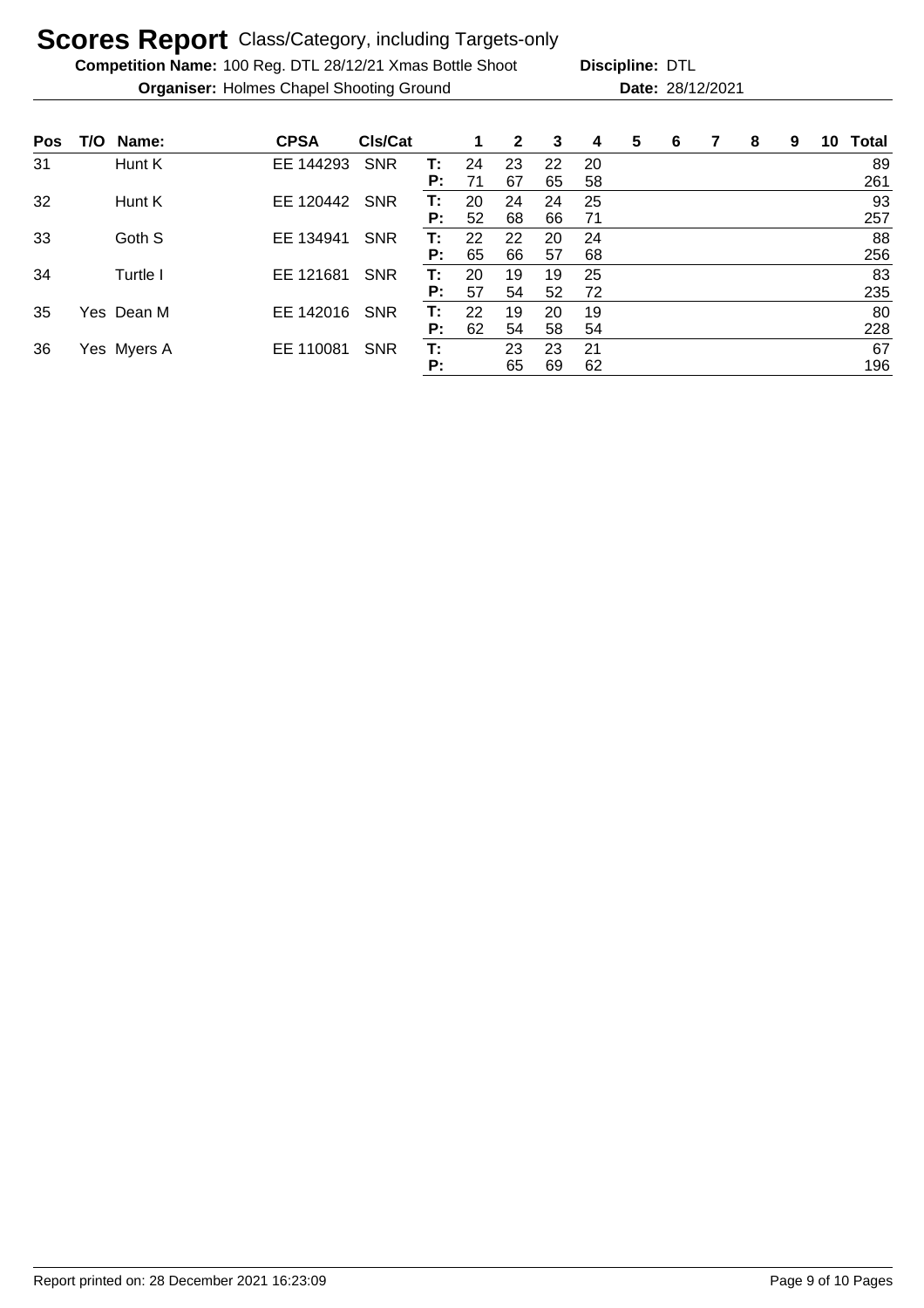# Scores Report Class/Category, including Targets-only

**Competition Name:** 100 Reg. DTL 28/12/21 Xmas Bottle Shoot **Discipline:** DTL

**Organiser:** Holmes Chapel Shooting Ground **Date:** 28/12/2021

| Pos | T/O | Name: | CPSA | Cls/Cat | | 1 | 2 | 3 | 4 | 5 | 6 | 7 | 8 | 9 | 10 | Total |
|---|---|---|---|---|---|---|---|---|---|---|---|---|---|---|---|---|
| 31 | | Hunt K | EE 144293 | SNR | T: | 24 | 23 | 22 | 20 | | | | | | | 89 |
| | | | | | P: | 71 | 67 | 65 | 58 | | | | | | | 261 |
| 32 | | Hunt K | EE 120442 | SNR | T: | 20 | 24 | 24 | 25 | | | | | | | 93 |
| | | | | | P: | 52 | 68 | 66 | 71 | | | | | | | 257 |
| 33 | | Goth S | EE 134941 | SNR | T: | 22 | 22 | 20 | 24 | | | | | | | 88 |
| | | | | | P: | 65 | 66 | 57 | 68 | | | | | | | 256 |
| 34 | | Turtle I | EE 121681 | SNR | T: | 20 | 19 | 19 | 25 | | | | | | | 83 |
| | | | | | P: | 57 | 54 | 52 | 72 | | | | | | | 235 |
| 35 | Yes | Dean M | EE 142016 | SNR | T: | 22 | 19 | 20 | 19 | | | | | | | 80 |
| | | | | | P: | 62 | 54 | 58 | 54 | | | | | | | 228 |
| 36 | Yes | Myers A | EE 110081 | SNR | T: | | 23 | 23 | 21 | | | | | | | 67 |
| | | | | | P: | | 65 | 69 | 62 | | | | | | | 196 |

Report printed on: 28 December 2021 16:23:09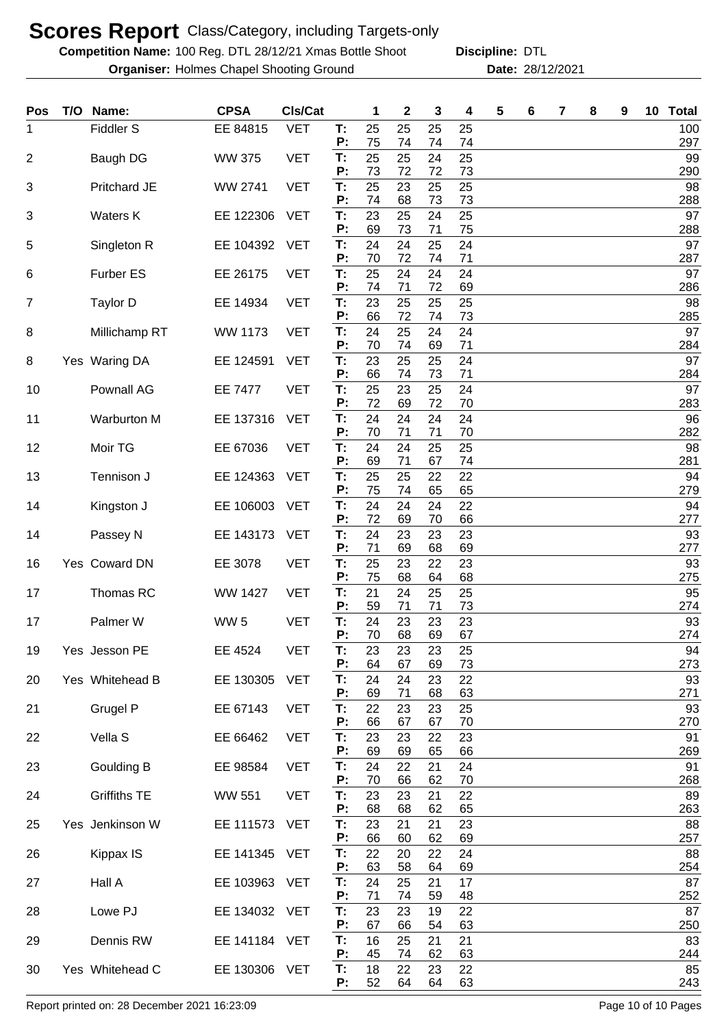# Scores Report Class/Category, including Targets-only

**Competition Name:** 100 Reg. DTL 28/12/21 Xmas Bottle Shoot **Discipline:** DTL

**Organiser:** Holmes Chapel Shooting Ground **Date:** 28/12/2021

| Pos | T/O | Name: | CPSA | Cls/Cat | | 1 | 2 | 3 | 4 | 5 | 6 | 7 | 8 | 9 | 10 | Total |
|---|---|---|---|---|---|---|---|---|---|---|---|---|---|---|---|---|
| 1 | | Fiddler S | EE 84815 | VET | T: | 25 | 25 | 25 | 25 | | | | | | | 100 |
| | | | | | P: | 75 | 74 | 74 | 74 | | | | | | | 297 |
| 2 | | Baugh DG | WW 375 | VET | T: | 25 | 25 | 24 | 25 | | | | | | | 99 |
| | | | | | P: | 73 | 72 | 72 | 73 | | | | | | | 290 |
| 3 | | Pritchard JE | WW 2741 | VET | T: | 25 | 23 | 25 | 25 | | | | | | | 98 |
| | | | | | P: | 74 | 68 | 73 | 73 | | | | | | | 288 |
| 3 | | Waters K | EE 122306 | VET | T: | 23 | 25 | 24 | 25 | | | | | | | 97 |
| | | | | | P: | 69 | 73 | 71 | 75 | | | | | | | 288 |
| 5 | | Singleton R | EE 104392 | VET | T: | 24 | 24 | 25 | 24 | | | | | | | 97 |
| | | | | | P: | 70 | 72 | 74 | 71 | | | | | | | 287 |
| 6 | | Furber ES | EE 26175 | VET | T: | 25 | 24 | 24 | 24 | | | | | | | 97 |
| | | | | | P: | 74 | 71 | 72 | 69 | | | | | | | 286 |
| 7 | | Taylor D | EE 14934 | VET | T: | 23 | 25 | 25 | 25 | | | | | | | 98 |
| | | | | | P: | 66 | 72 | 74 | 73 | | | | | | | 285 |
| 8 | | Millichamp RT | WW 1173 | VET | T: | 24 | 25 | 24 | 24 | | | | | | | 97 |
| | | | | | P: | 70 | 74 | 69 | 71 | | | | | | | 284 |
| 8 | Yes | Waring DA | EE 124591 | VET | T: | 23 | 25 | 25 | 24 | | | | | | | 97 |
| | | | | | P: | 66 | 74 | 73 | 71 | | | | | | | 284 |
| 10 | | Pownall AG | EE 7477 | VET | T: | 25 | 23 | 25 | 24 | | | | | | | 97 |
| | | | | | P: | 72 | 69 | 72 | 70 | | | | | | | 283 |
| 11 | | Warburton M | EE 137316 | VET | T: | 24 | 24 | 24 | 24 | | | | | | | 96 |
| | | | | | P: | 70 | 71 | 71 | 70 | | | | | | | 282 |
| 12 | | Moir TG | EE 67036 | VET | T: | 24 | 24 | 25 | 25 | | | | | | | 98 |
| | | | | | P: | 69 | 71 | 67 | 74 | | | | | | | 281 |
| 13 | | Tennison J | EE 124363 | VET | T: | 25 | 25 | 22 | 22 | | | | | | | 94 |
| | | | | | P: | 75 | 74 | 65 | 65 | | | | | | | 279 |
| 14 | | Kingston J | EE 106003 | VET | T: | 24 | 24 | 24 | 22 | | | | | | | 94 |
| | | | | | P: | 72 | 69 | 70 | 66 | | | | | | | 277 |
| 14 | | Passey N | EE 143173 | VET | T: | 24 | 23 | 23 | 23 | | | | | | | 93 |
| | | | | | P: | 71 | 69 | 68 | 69 | | | | | | | 277 |
| 16 | Yes | Coward DN | EE 3078 | VET | T: | 25 | 23 | 22 | 23 | | | | | | | 93 |
| | | | | | P: | 75 | 68 | 64 | 68 | | | | | | | 275 |
| 17 | | Thomas RC | WW 1427 | VET | T: | 21 | 24 | 25 | 25 | | | | | | | 95 |
| | | | | | P: | 59 | 71 | 71 | 73 | | | | | | | 274 |
| 17 | | Palmer W | WW 5 | VET | T: | 24 | 23 | 23 | 23 | | | | | | | 93 |
| | | | | | P: | 70 | 68 | 69 | 67 | | | | | | | 274 |
| 19 | Yes | Jesson PE | EE 4524 | VET | T: | 23 | 23 | 23 | 25 | | | | | | | 94 |
| | | | | | P: | 64 | 67 | 69 | 73 | | | | | | | 273 |
| 20 | Yes | Whitehead B | EE 130305 | VET | T: | 24 | 24 | 23 | 22 | | | | | | | 93 |
| | | | | | P: | 69 | 71 | 68 | 63 | | | | | | | 271 |
| 21 | | Grugel P | EE 67143 | VET | T: | 22 | 23 | 23 | 25 | | | | | | | 93 |
| | | | | | P: | 66 | 67 | 67 | 70 | | | | | | | 270 |
| 22 | | Vella S | EE 66462 | VET | T: | 23 | 23 | 22 | 23 | | | | | | | 91 |
| | | | | | P: | 69 | 69 | 65 | 66 | | | | | | | 269 |
| 23 | | Goulding B | EE 98584 | VET | T: | 24 | 22 | 21 | 24 | | | | | | | 91 |
| | | | | | P: | 70 | 66 | 62 | 70 | | | | | | | 268 |
| 24 | | Griffiths TE | WW 551 | VET | T: | 23 | 23 | 21 | 22 | | | | | | | 89 |
| | | | | | P: | 68 | 68 | 62 | 65 | | | | | | | 263 |
| 25 | Yes | Jenkinson W | EE 111573 | VET | T: | 23 | 21 | 21 | 23 | | | | | | | 88 |
| | | | | | P: | 66 | 60 | 62 | 69 | | | | | | | 257 |
| 26 | | Kippax IS | EE 141345 | VET | T: | 22 | 20 | 22 | 24 | | | | | | | 88 |
| | | | | | P: | 63 | 58 | 64 | 69 | | | | | | | 254 |
| 27 | | Hall A | EE 103963 | VET | T: | 24 | 25 | 21 | 17 | | | | | | | 87 |
| | | | | | P: | 71 | 74 | 59 | 48 | | | | | | | 252 |
| 28 | | Lowe PJ | EE 134032 | VET | T: | 23 | 23 | 19 | 22 | | | | | | | 87 |
| | | | | | P: | 67 | 66 | 54 | 63 | | | | | | | 250 |
| 29 | | Dennis RW | EE 141184 | VET | T: | 16 | 25 | 21 | 21 | | | | | | | 83 |
| | | | | | P: | 45 | 74 | 62 | 63 | | | | | | | 244 |
| 30 | Yes | Whitehead C | EE 130306 | VET | T: | 18 | 22 | 23 | 22 | | | | | | | 85 |
| | | | | | P: | 52 | 64 | 64 | 63 | | | | | | | 243 |

Report printed on: 28 December 2021 16:23:09